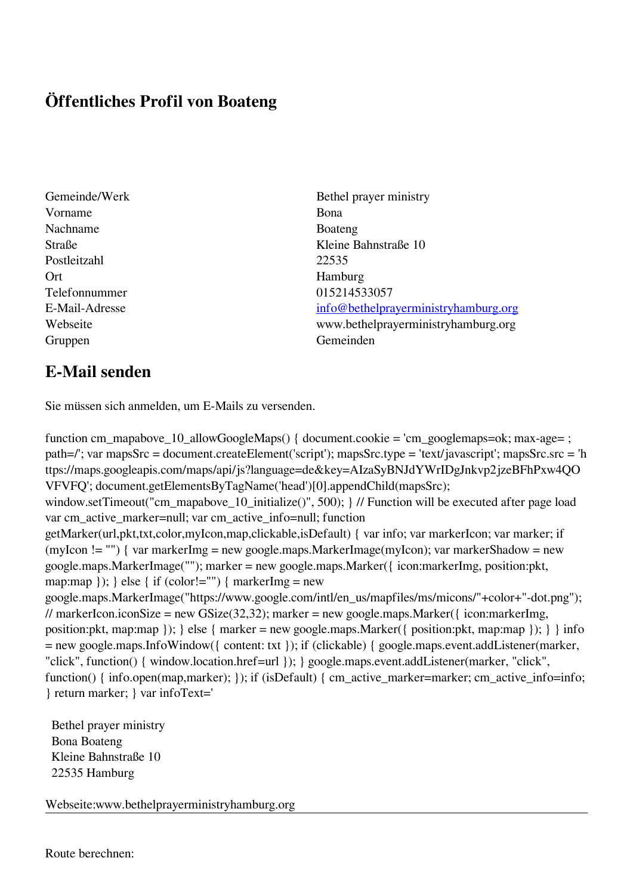# Öffentliches Profil von Boateng

| | |
|---|---|
| Gemeinde/Werk | Bethel prayer ministry |
| Vorname | Bona |
| Nachname | Boateng |
| Straße | Kleine Bahnstraße 10 |
| Postleitzahl | 22535 |
| Ort | Hamburg |
| Telefonnummer | 015214533057 |
| E-Mail-Adresse | info@bethelprayerministryhamburg.org |
| Webseite | www.bethelprayerministryhamburg.org |
| Gruppen | Gemeinden |

## E-Mail senden

Sie müssen sich anmelden, um E-Mails zu versenden.

function cm_mapabove_10_allowGoogleMaps() { document.cookie = 'cm_googlemaps=ok; max-age= ; path=/'; var mapsSrc = document.createElement('script'); mapsSrc.type = 'text/javascript'; mapsSrc.src = 'https://maps.googleapis.com/maps/api/js?language=de&key=AIzaSyBNJdYWrIDgJnkvp2jzeBFhPxw4QOVFVFQ'; document.getElementsByTagName('head')[0].appendChild(mapsSrc); window.setTimeout("cm_mapabove_10_initialize()", 500); } // Function will be executed after page load var cm_active_marker=null; var cm_active_info=null; function getMarker(url,pkt,txt,color,myIcon,map,clickable,isDefault) { var info; var markerIcon; var marker; if (myIcon != "") { var markerImg = new google.maps.MarkerImage(myIcon); var markerShadow = new google.maps.MarkerImage(""); marker = new google.maps.Marker({ icon:markerImg, position:pkt, map:map }); } else { if (color!="") { markerImg = new google.maps.MarkerImage("https://www.google.com/intl/en_us/mapfiles/ms/micons/"+color+"-dot.png"); // markerIcon.iconSize = new GSize(32,32); marker = new google.maps.Marker({ icon:markerImg, position:pkt, map:map }); } else { marker = new google.maps.Marker({ position:pkt, map:map }); } } info = new google.maps.InfoWindow({ content: txt }); if (clickable) { google.maps.event.addListener(marker, "click", function() { window.location.href=url }); } google.maps.event.addListener(marker, "click", function() { info.open(map,marker); }); if (isDefault) { cm_active_marker=marker; cm_active_info=info; } return marker; } var infoText='

Bethel prayer ministry
Bona Boateng
Kleine Bahnstraße 10
22535 Hamburg

Webseite:www.bethelprayerministryhamburg.org

---

Route berechnen: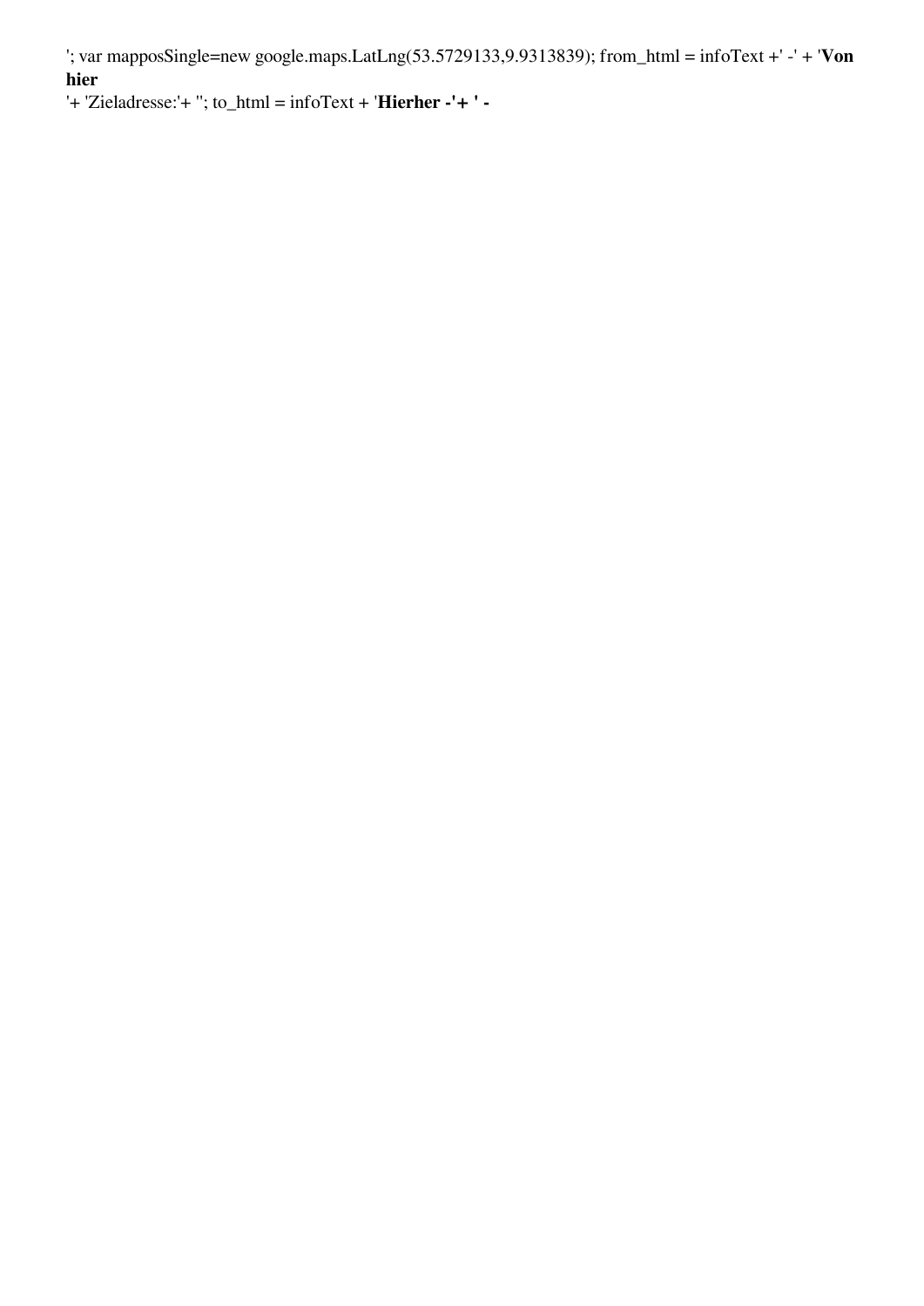'; var mapposSingle=new google.maps.LatLng(53.5729133,9.9313839); from_html = infoText +' -' + '**Von hier**
'+ 'Zieladresse:'+ ''; to_html = infoText + '**Hierher -'+ ' -**